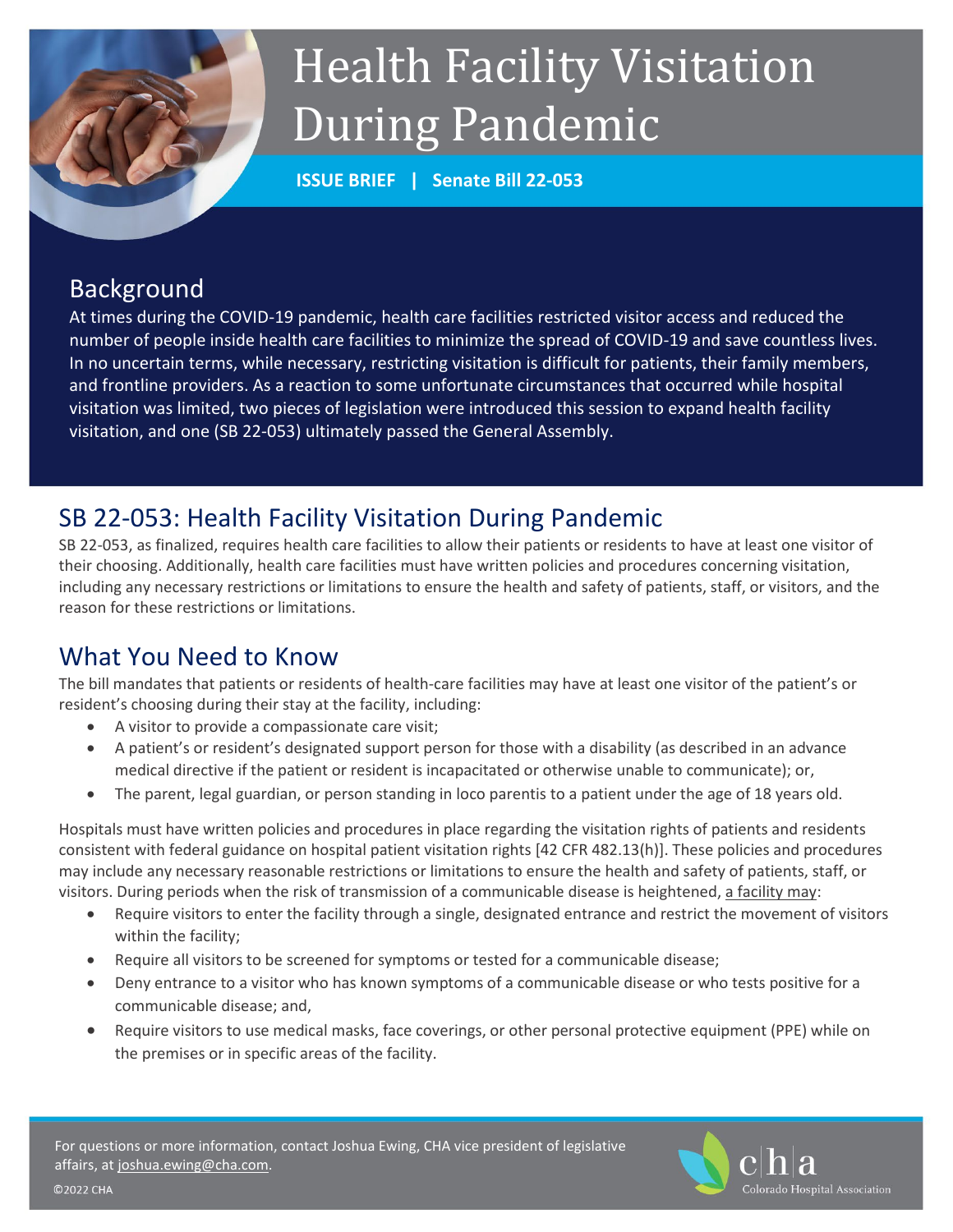# Health Facility Visitation During Pandemic

**ISSUE BRIEF | Senate Bill 22-053**

## Background

At times during the COVID-19 pandemic, health care facilities restricted visitor access and reduced the number of people inside health care facilities to minimize the spread of COVID-19 and save countless lives. In no uncertain terms, while necessary, restricting visitation is difficult for patients, their family members, and frontline providers. As a reaction to some unfortunate circumstances that occurred while hospital visitation was limited, two pieces of legislation were introduced this session to expand health facility visitation, and one (SB 22-053) ultimately passed the General Assembly.

## SB 22-053: Health Facility Visitation During Pandemic

SB 22-053, as finalized, requires health care facilities to allow their patients or residents to have at least one visitor of their choosing. Additionally, health care facilities must have written policies and procedures concerning visitation, including any necessary restrictions or limitations to ensure the health and safety of patients, staff, or visitors, and the reason for these restrictions or limitations.

## What You Need to Know

The bill mandates that patients or residents of health-care facilities may have at least one visitor of the patient's or resident's choosing during their stay at the facility, including:

- A visitor to provide a compassionate care visit;
- A patient's or resident's designated support person for those with a disability (as described in an advance medical directive if the patient or resident is incapacitated or otherwise unable to communicate); or,
- The parent, legal guardian, or person standing in loco parentis to a patient under the age of 18 years old.

Hospitals must have written policies and procedures in place regarding the visitation rights of patients and residents consistent with federal guidance on hospital patient visitation rights [42 CFR 482.13(h)]. These policies and procedures may include any necessary reasonable restrictions or limitations to ensure the health and safety of patients, staff, or visitors. During periods when the risk of transmission of a communicable disease is heightened, a facility may:

- Require visitors to enter the facility through a single, designated entrance and restrict the movement of visitors within the facility;
- Require all visitors to be screened for symptoms or tested for a communicable disease;
- Deny entrance to a visitor who has known symptoms of a communicable disease or who tests positive for a communicable disease; and,
- Require visitors to use medical masks, face coverings, or other personal protective equipment (PPE) while on the premises or in specific areas of the facility.

For questions or more information, contact Joshua Ewing, CHA vice president of legislative affairs, at joshua.ewing@cha.com.

©2022 CHA

cha Colorado Hospital Association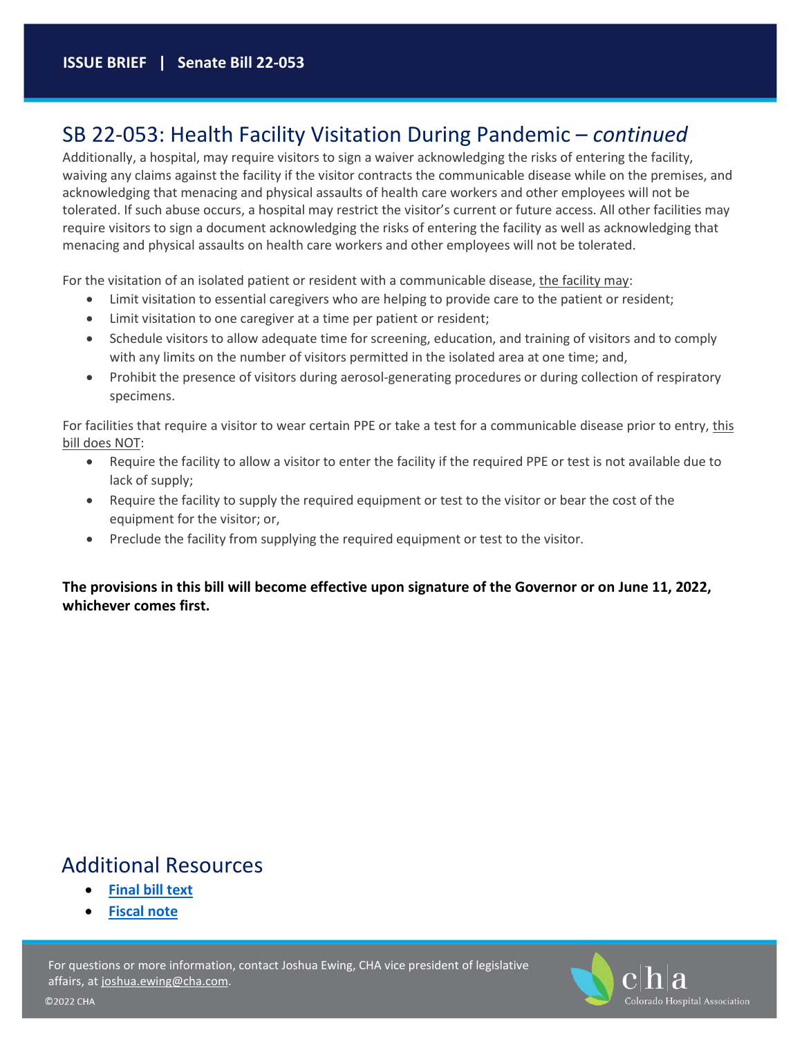# SB 22-053: Health Facility Visitation During Pandemic – *continued*

Additionally, a hospital, may require visitors to sign a waiver acknowledging the risks of entering the facility, waiving any claims against the facility if the visitor contracts the communicable disease while on the premises, and acknowledging that menacing and physical assaults of health care workers and other employees will not be tolerated. If such abuse occurs, a hospital may restrict the visitor's current or future access. All other facilities may require visitors to sign a document acknowledging the risks of entering the facility as well as acknowledging that menacing and physical assaults on health care workers and other employees will not be tolerated.

For the visitation of an isolated patient or resident with a communicable disease, the facility may:

- Limit visitation to essential caregivers who are helping to provide care to the patient or resident;
- Limit visitation to one caregiver at a time per patient or resident;
- Schedule visitors to allow adequate time for screening, education, and training of visitors and to comply with any limits on the number of visitors permitted in the isolated area at one time; and,
- Prohibit the presence of visitors during aerosol-generating procedures or during collection of respiratory specimens.

For facilities that require a visitor to wear certain PPE or take a test for a communicable disease prior to entry, this bill does NOT:

- Require the facility to allow a visitor to enter the facility if the required PPE or test is not available due to lack of supply;
- Require the facility to supply the required equipment or test to the visitor or bear the cost of the equipment for the visitor; or,
- Preclude the facility from supplying the required equipment or test to the visitor.

**The provisions in this bill will become effective upon signature of the Governor or on June 11, 2022, whichever comes first.**

## Additional Resources

- **Final bill text**
- **Fiscal note**

For questions or more information, contact Joshua Ewing, CHA vice president of legislative affairs, at joshua.ewing@cha.com.

©2022 CHA